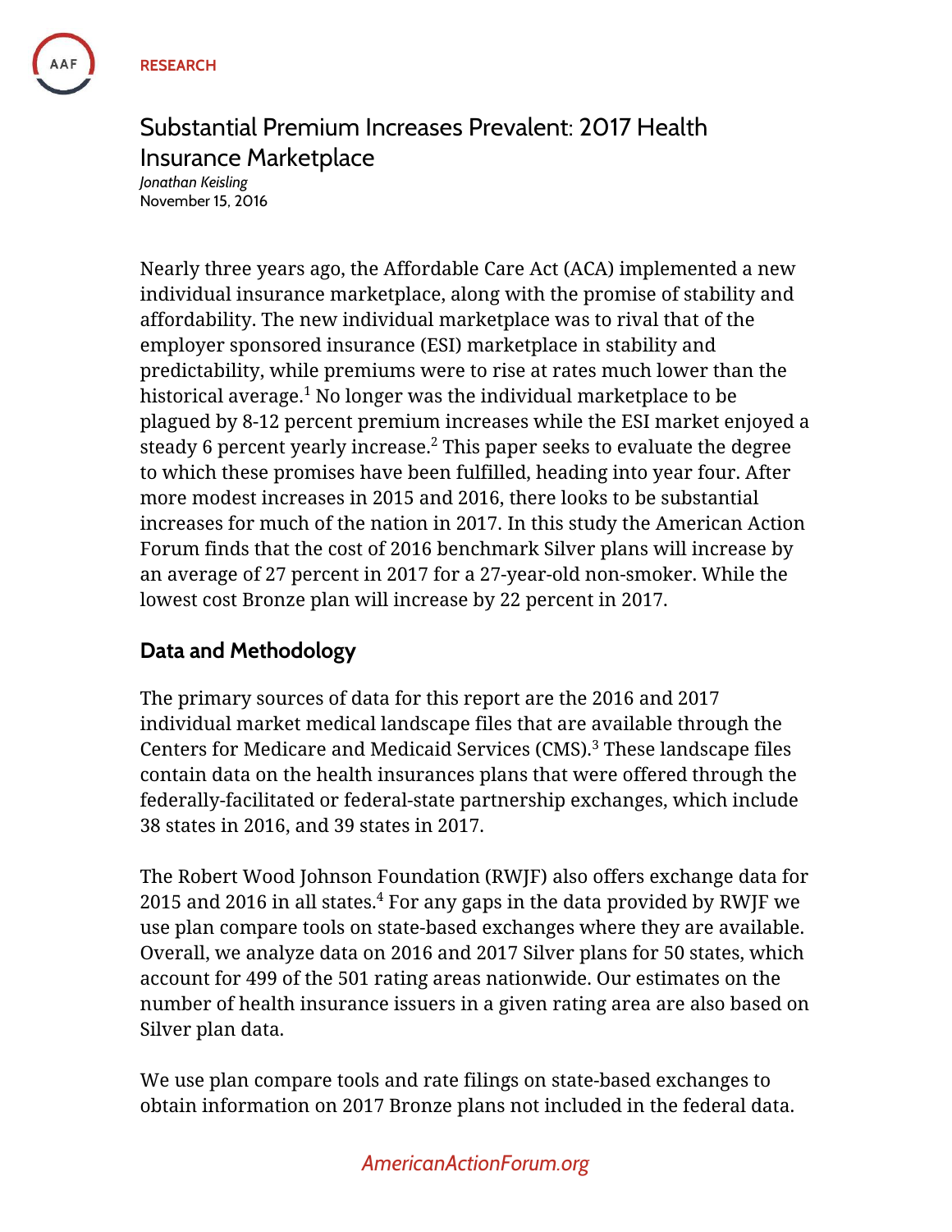RESEARCH

# Substantial Premium Increases Prevalent: 2017 Health Insurance Marketplace

*Jonathan Keisling*
November 15, 2016

Nearly three years ago, the Affordable Care Act (ACA) implemented a new individual insurance marketplace, along with the promise of stability and affordability. The new individual marketplace was to rival that of the employer sponsored insurance (ESI) marketplace in stability and predictability, while premiums were to rise at rates much lower than the historical average.[1] No longer was the individual marketplace to be plagued by 8-12 percent premium increases while the ESI market enjoyed a steady 6 percent yearly increase.[2] This paper seeks to evaluate the degree to which these promises have been fulfilled, heading into year four. After more modest increases in 2015 and 2016, there looks to be substantial increases for much of the nation in 2017. In this study the American Action Forum finds that the cost of 2016 benchmark Silver plans will increase by an average of 27 percent in 2017 for a 27-year-old non-smoker. While the lowest cost Bronze plan will increase by 22 percent in 2017.

## Data and Methodology

The primary sources of data for this report are the 2016 and 2017 individual market medical landscape files that are available through the Centers for Medicare and Medicaid Services (CMS).[3] These landscape files contain data on the health insurances plans that were offered through the federally-facilitated or federal-state partnership exchanges, which include 38 states in 2016, and 39 states in 2017.

The Robert Wood Johnson Foundation (RWJF) also offers exchange data for 2015 and 2016 in all states.[4] For any gaps in the data provided by RWJF we use plan compare tools on state-based exchanges where they are available. Overall, we analyze data on 2016 and 2017 Silver plans for 50 states, which account for 499 of the 501 rating areas nationwide. Our estimates on the number of health insurance issuers in a given rating area are also based on Silver plan data.

We use plan compare tools and rate filings on state-based exchanges to obtain information on 2017 Bronze plans not included in the federal data.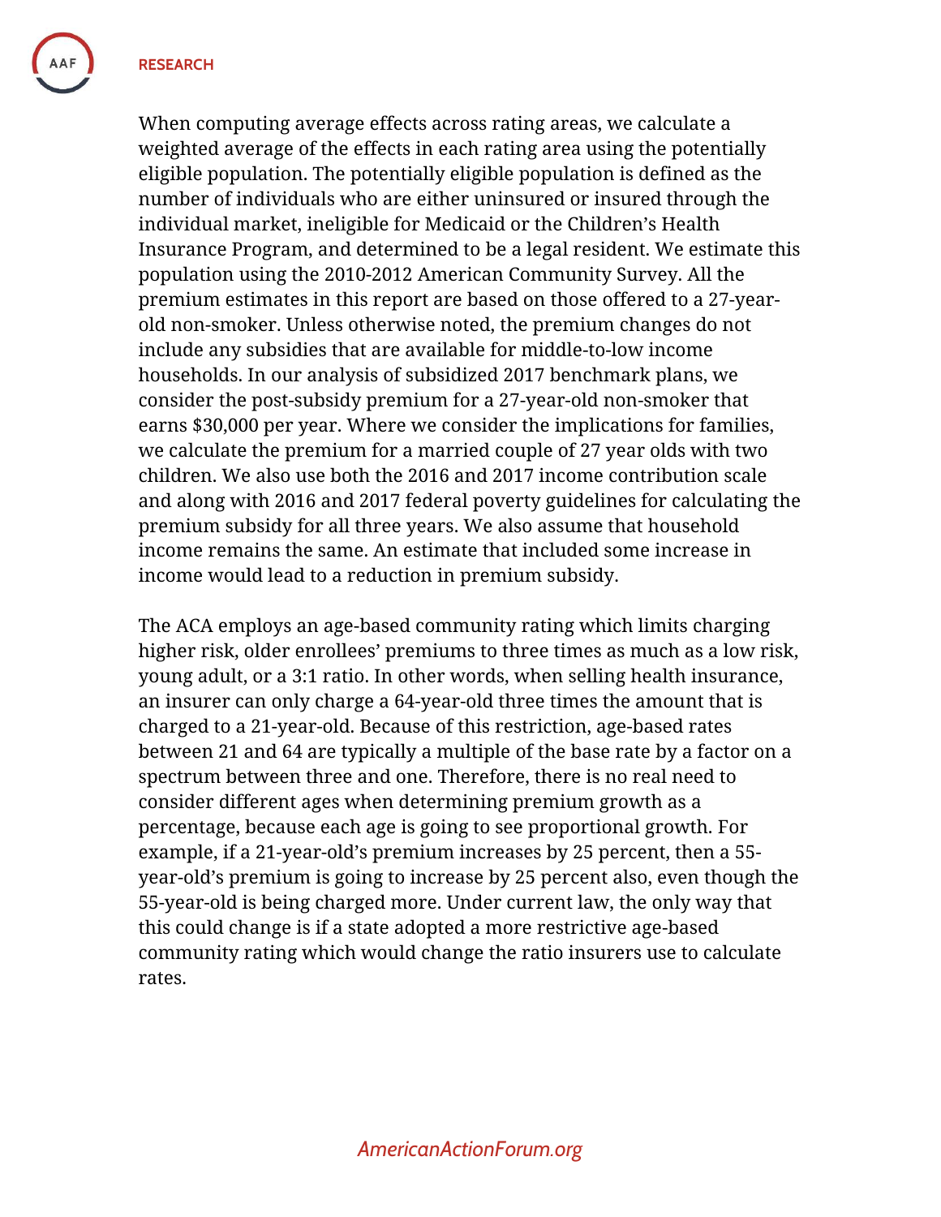When computing average effects across rating areas, we calculate a weighted average of the effects in each rating area using the potentially eligible population. The potentially eligible population is defined as the number of individuals who are either uninsured or insured through the individual market, ineligible for Medicaid or the Children's Health Insurance Program, and determined to be a legal resident. We estimate this population using the 2010-2012 American Community Survey. All the premium estimates in this report are based on those offered to a 27-year-old non-smoker. Unless otherwise noted, the premium changes do not include any subsidies that are available for middle-to-low income households. In our analysis of subsidized 2017 benchmark plans, we consider the post-subsidy premium for a 27-year-old non-smoker that earns $30,000 per year. Where we consider the implications for families, we calculate the premium for a married couple of 27 year olds with two children. We also use both the 2016 and 2017 income contribution scale and along with 2016 and 2017 federal poverty guidelines for calculating the premium subsidy for all three years. We also assume that household income remains the same. An estimate that included some increase in income would lead to a reduction in premium subsidy.

The ACA employs an age-based community rating which limits charging higher risk, older enrollees' premiums to three times as much as a low risk, young adult, or a 3:1 ratio. In other words, when selling health insurance, an insurer can only charge a 64-year-old three times the amount that is charged to a 21-year-old. Because of this restriction, age-based rates between 21 and 64 are typically a multiple of the base rate by a factor on a spectrum between three and one. Therefore, there is no real need to consider different ages when determining premium growth as a percentage, because each age is going to see proportional growth. For example, if a 21-year-old's premium increases by 25 percent, then a 55-year-old's premium is going to increase by 25 percent also, even though the 55-year-old is being charged more. Under current law, the only way that this could change is if a state adopted a more restrictive age-based community rating which would change the ratio insurers use to calculate rates.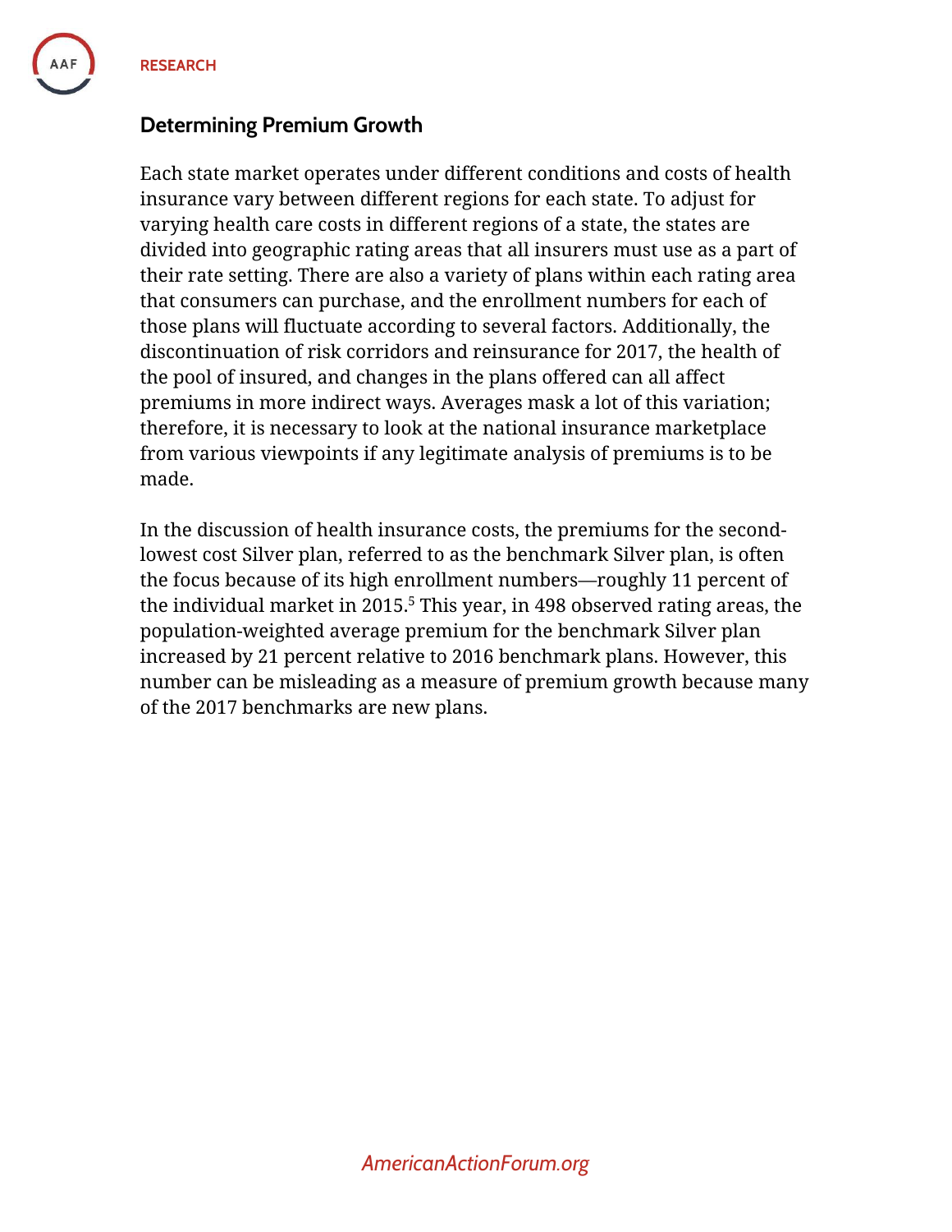## Determining Premium Growth

Each state market operates under different conditions and costs of health insurance vary between different regions for each state. To adjust for varying health care costs in different regions of a state, the states are divided into geographic rating areas that all insurers must use as a part of their rate setting. There are also a variety of plans within each rating area that consumers can purchase, and the enrollment numbers for each of those plans will fluctuate according to several factors. Additionally, the discontinuation of risk corridors and reinsurance for 2017, the health of the pool of insured, and changes in the plans offered can all affect premiums in more indirect ways. Averages mask a lot of this variation; therefore, it is necessary to look at the national insurance marketplace from various viewpoints if any legitimate analysis of premiums is to be made.

In the discussion of health insurance costs, the premiums for the second-lowest cost Silver plan, referred to as the benchmark Silver plan, is often the focus because of its high enrollment numbers—roughly 11 percent of the individual market in 2015.[5] This year, in 498 observed rating areas, the population-weighted average premium for the benchmark Silver plan increased by 21 percent relative to 2016 benchmark plans. However, this number can be misleading as a measure of premium growth because many of the 2017 benchmarks are new plans.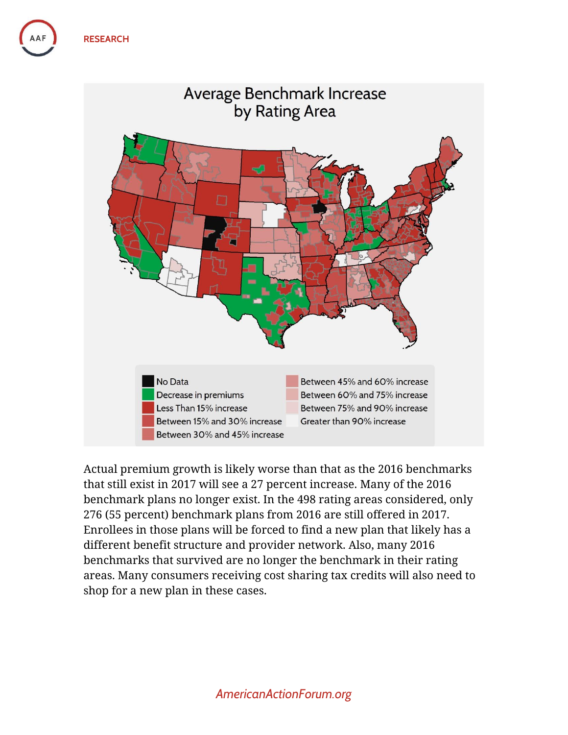Average Benchmark Increase by Rating Area

- No Data
- Decrease in premiums
- Less Than 15% increase
- Between 15% and 30% increase
- Between 30% and 45% increase
- Between 45% and 60% increase
- Between 60% and 75% increase
- Between 75% and 90% increase
- Greater than 90% increase

Actual premium growth is likely worse than that as the 2016 benchmarks that still exist in 2017 will see a 27 percent increase. Many of the 2016 benchmark plans no longer exist. In the 498 rating areas considered, only 276 (55 percent) benchmark plans from 2016 are still offered in 2017. Enrollees in those plans will be forced to find a new plan that likely has a different benefit structure and provider network. Also, many 2016 benchmarks that survived are no longer the benchmark in their rating areas. Many consumers receiving cost sharing tax credits will also need to shop for a new plan in these cases.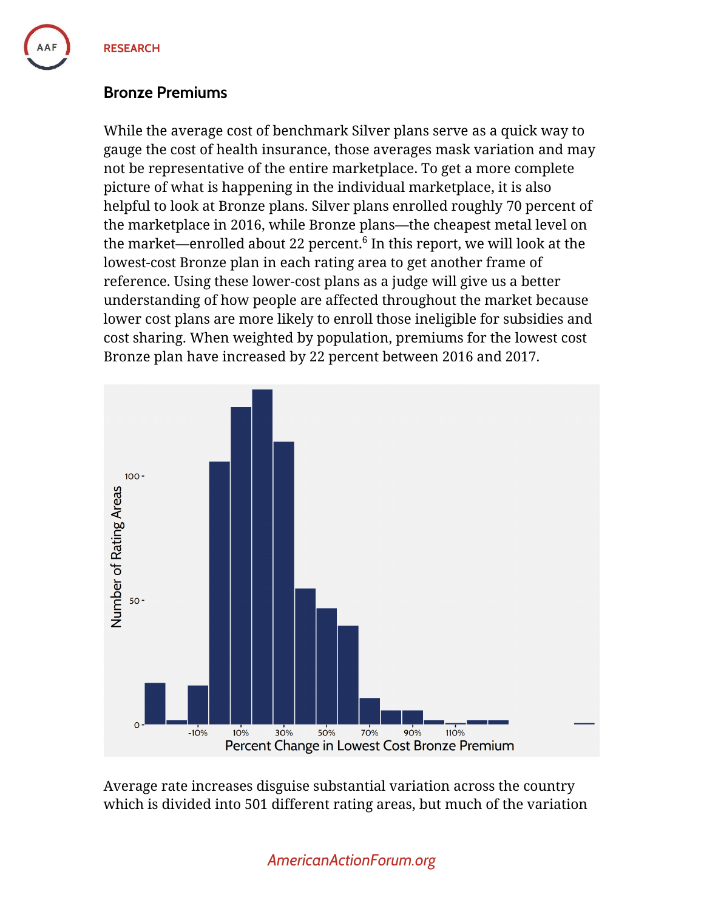## Bronze Premiums

While the average cost of benchmark Silver plans serve as a quick way to gauge the cost of health insurance, those averages mask variation and may not be representative of the entire marketplace. To get a more complete picture of what is happening in the individual marketplace, it is also helpful to look at Bronze plans. Silver plans enrolled roughly 70 percent of the marketplace in 2016, while Bronze plans—the cheapest metal level on the market—enrolled about 22 percent.[6] In this report, we will look at the lowest-cost Bronze plan in each rating area to get another frame of reference. Using these lower-cost plans as a judge will give us a better understanding of how people are affected throughout the market because lower cost plans are more likely to enroll those ineligible for subsidies and cost sharing. When weighted by population, premiums for the lowest cost Bronze plan have increased by 22 percent between 2016 and 2017.

Average rate increases disguise substantial variation across the country which is divided into 501 different rating areas, but much of the variation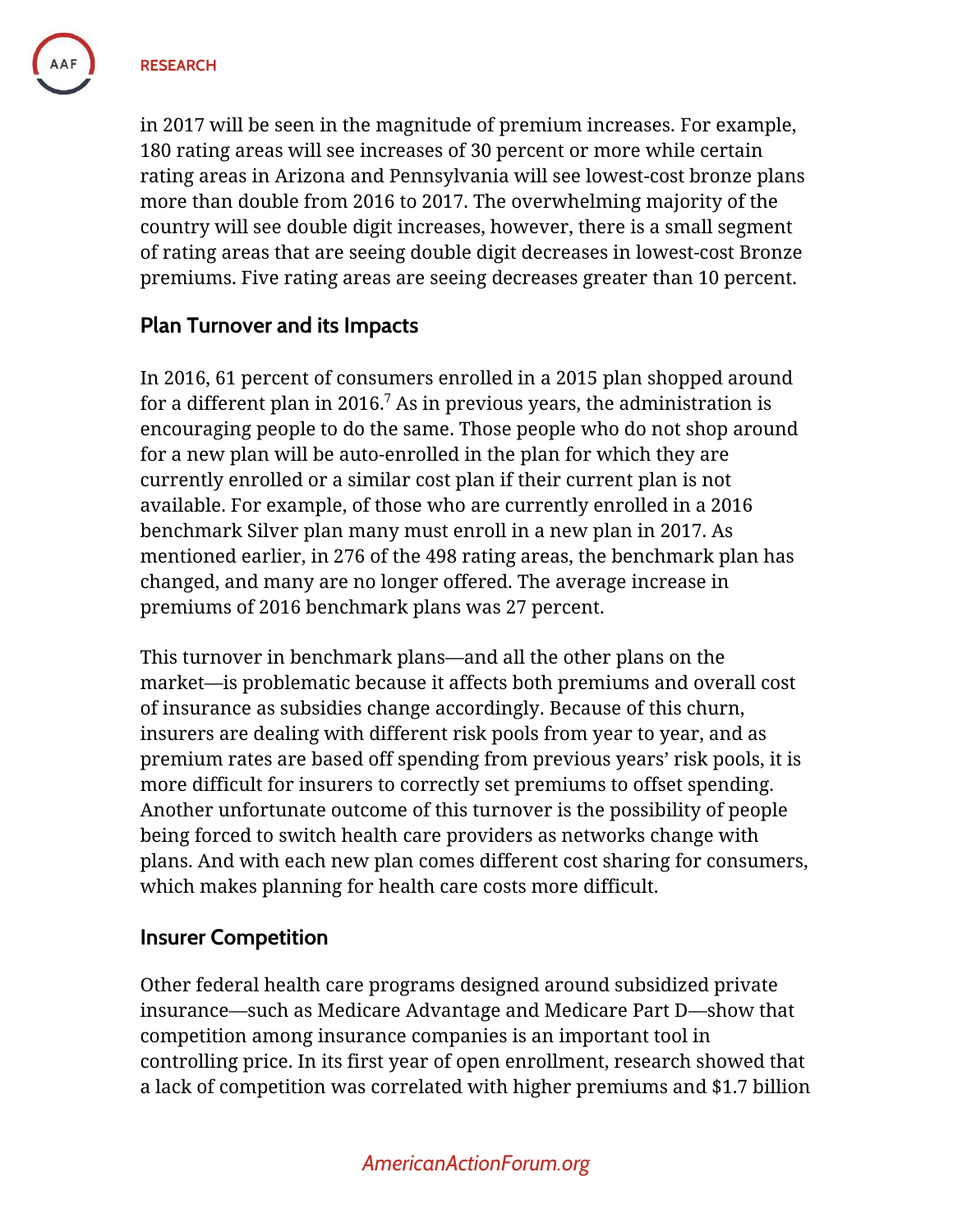in 2017 will be seen in the magnitude of premium increases. For example, 180 rating areas will see increases of 30 percent or more while certain rating areas in Arizona and Pennsylvania will see lowest-cost bronze plans more than double from 2016 to 2017. The overwhelming majority of the country will see double digit increases, however, there is a small segment of rating areas that are seeing double digit decreases in lowest-cost Bronze premiums. Five rating areas are seeing decreases greater than 10 percent.

## Plan Turnover and its Impacts

In 2016, 61 percent of consumers enrolled in a 2015 plan shopped around for a different plan in 2016.[7] As in previous years, the administration is encouraging people to do the same. Those people who do not shop around for a new plan will be auto-enrolled in the plan for which they are currently enrolled or a similar cost plan if their current plan is not available. For example, of those who are currently enrolled in a 2016 benchmark Silver plan many must enroll in a new plan in 2017. As mentioned earlier, in 276 of the 498 rating areas, the benchmark plan has changed, and many are no longer offered. The average increase in premiums of 2016 benchmark plans was 27 percent.

This turnover in benchmark plans—and all the other plans on the market—is problematic because it affects both premiums and overall cost of insurance as subsidies change accordingly. Because of this churn, insurers are dealing with different risk pools from year to year, and as premium rates are based off spending from previous years' risk pools, it is more difficult for insurers to correctly set premiums to offset spending. Another unfortunate outcome of this turnover is the possibility of people being forced to switch health care providers as networks change with plans. And with each new plan comes different cost sharing for consumers, which makes planning for health care costs more difficult.

## Insurer Competition

Other federal health care programs designed around subsidized private insurance—such as Medicare Advantage and Medicare Part D—show that competition among insurance companies is an important tool in controlling price. In its first year of open enrollment, research showed that a lack of competition was correlated with higher premiums and $1.7 billion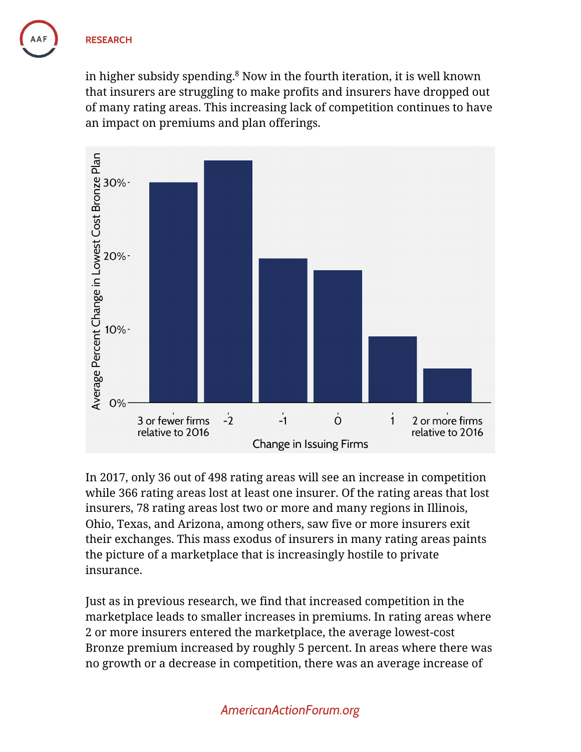in higher subsidy spending.[8] Now in the fourth iteration, it is well known that insurers are struggling to make profits and insurers have dropped out of many rating areas. This increasing lack of competition continues to have an impact on premiums and plan offerings.

In 2017, only 36 out of 498 rating areas will see an increase in competition while 366 rating areas lost at least one insurer. Of the rating areas that lost insurers, 78 rating areas lost two or more and many regions in Illinois, Ohio, Texas, and Arizona, among others, saw five or more insurers exit their exchanges. This mass exodus of insurers in many rating areas paints the picture of a marketplace that is increasingly hostile to private insurance.

Just as in previous research, we find that increased competition in the marketplace leads to smaller increases in premiums. In rating areas where 2 or more insurers entered the marketplace, the average lowest-cost Bronze premium increased by roughly 5 percent. In areas where there was no growth or a decrease in competition, there was an average increase of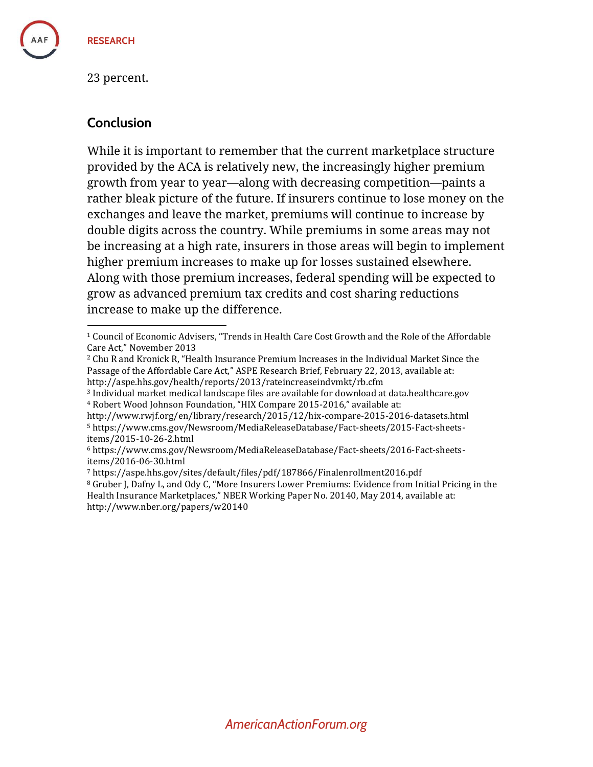23 percent.

## Conclusion

While it is important to remember that the current marketplace structure provided by the ACA is relatively new, the increasingly higher premium growth from year to year—along with decreasing competition—paints a rather bleak picture of the future. If insurers continue to lose money on the exchanges and leave the market, premiums will continue to increase by double digits across the country. While premiums in some areas may not be increasing at a high rate, insurers in those areas will begin to implement higher premium increases to make up for losses sustained elsewhere. Along with those premium increases, federal spending will be expected to grow as advanced premium tax credits and cost sharing reductions increase to make up the difference.

---

[1] Council of Economic Advisers, "Trends in Health Care Cost Growth and the Role of the Affordable Care Act," November 2013

[2] Chu R and Kronick R, "Health Insurance Premium Increases in the Individual Market Since the Passage of the Affordable Care Act," ASPE Research Brief, February 22, 2013, available at: http://aspe.hhs.gov/health/reports/2013/rateincreaseindvmkt/rb.cfm

[3] Individual market medical landscape files are available for download at data.healthcare.gov

[4] Robert Wood Johnson Foundation, "HIX Compare 2015-2016," available at: http://www.rwjf.org/en/library/research/2015/12/hix-compare-2015-2016-datasets.html

[5] https://www.cms.gov/Newsroom/MediaReleaseDatabase/Fact-sheets/2015-Fact-sheets-items/2015-10-26-2.html

[6] https://www.cms.gov/Newsroom/MediaReleaseDatabase/Fact-sheets/2016-Fact-sheets-items/2016-06-30.html

[7] https://aspe.hhs.gov/sites/default/files/pdf/187866/Finalenrollment2016.pdf

[8] Gruber J, Dafny L, and Ody C, "More Insurers Lower Premiums: Evidence from Initial Pricing in the Health Insurance Marketplaces," NBER Working Paper No. 20140, May 2014, available at: http://www.nber.org/papers/w20140